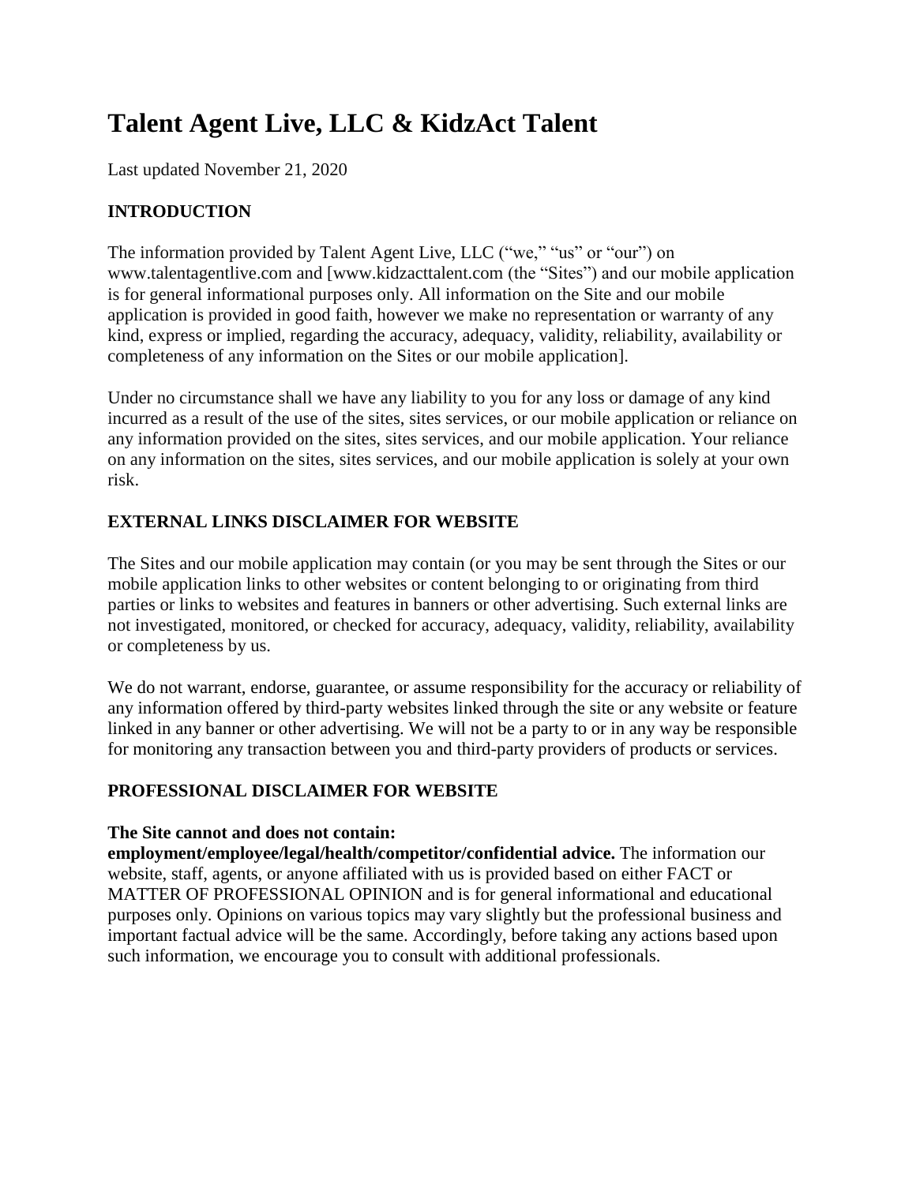# Talent Agent Live, LLC & KidzAct Talent

Last updated November 21, 2020

### INTRODUCTION

The information provided by Talent Agent Live, LLC ("we," "us" or "our") on www.talentagentlive.com and [www.kidzacttalent.com (the "Sites") and our mobile application is for general informational purposes only. All information on the Site and our mobile application is provided in good faith, however we make no representation or warranty of any kind, express or implied, regarding the accuracy, adequacy, validity, reliability, availability or completeness of any information on the Sites or our mobile application].

Under no circumstance shall we have any liability to you for any loss or damage of any kind incurred as a result of the use of the sites, sites services, or our mobile application or reliance on any information provided on the sites, sites services, and our mobile application. Your reliance on any information on the sites, sites services, and our mobile application is solely at your own risk.

### EXTERNAL LINKS DISCLAIMER FOR WEBSITE

The Sites and our mobile application may contain (or you may be sent through the Sites or our mobile application links to other websites or content belonging to or originating from third parties or links to websites and features in banners or other advertising. Such external links are not investigated, monitored, or checked for accuracy, adequacy, validity, reliability, availability or completeness by us.

We do not warrant, endorse, guarantee, or assume responsibility for the accuracy or reliability of any information offered by third-party websites linked through the site or any website or feature linked in any banner or other advertising. We will not be a party to or in any way be responsible for monitoring any transaction between you and third-party providers of products or services.

### PROFESSIONAL DISCLAIMER FOR WEBSITE

**The Site cannot and does not contain: employment/employee/legal/health/competitor/confidential advice.** The information our website, staff, agents, or anyone affiliated with us is provided based on either FACT or MATTER OF PROFESSIONAL OPINION and is for general informational and educational purposes only. Opinions on various topics may vary slightly but the professional business and important factual advice will be the same. Accordingly, before taking any actions based upon such information, we encourage you to consult with additional professionals.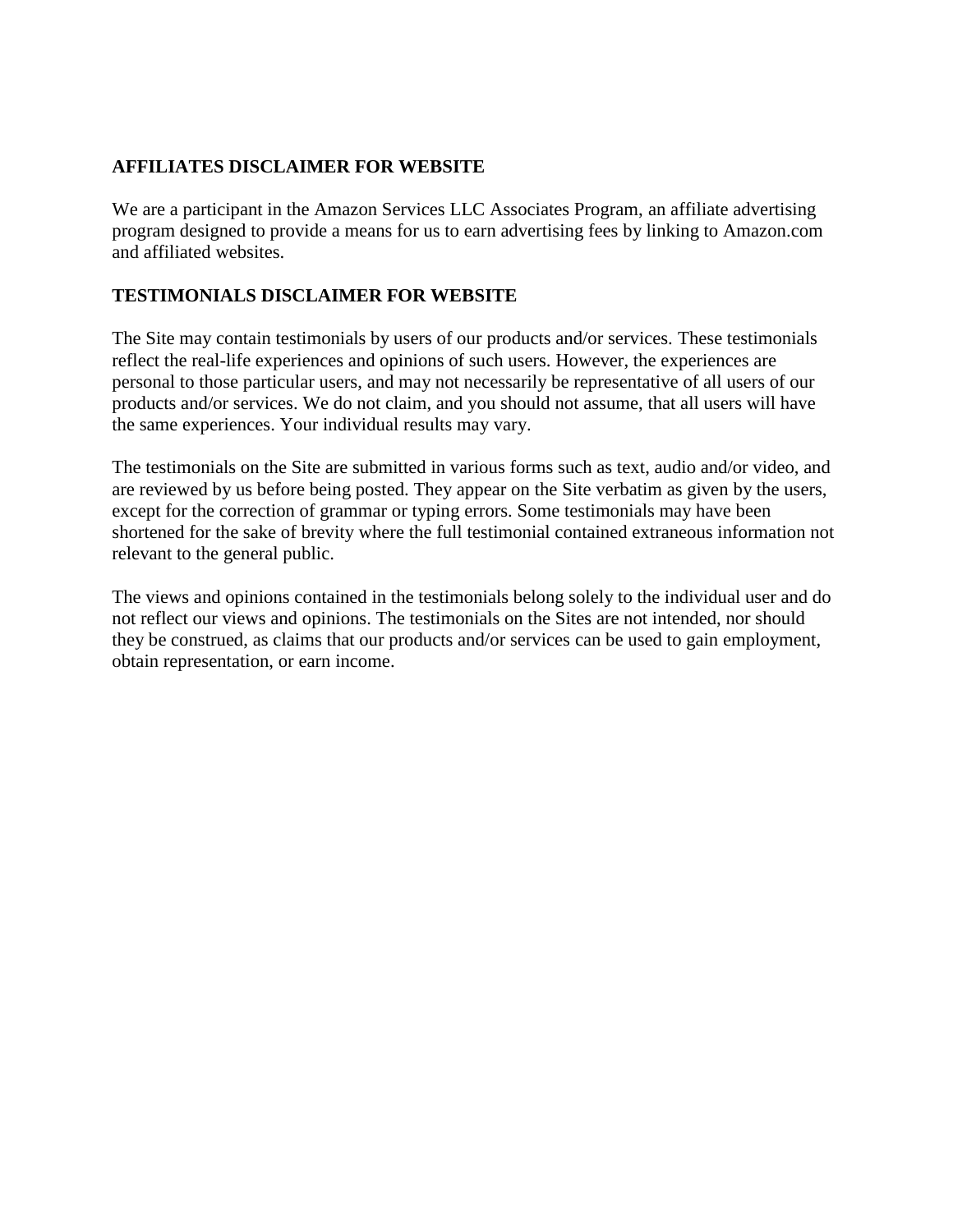**AFFILIATES DISCLAIMER FOR WEBSITE**

We are a participant in the Amazon Services LLC Associates Program, an affiliate advertising program designed to provide a means for us to earn advertising fees by linking to Amazon.com and affiliated websites.

**TESTIMONIALS DISCLAIMER FOR WEBSITE**

The Site may contain testimonials by users of our products and/or services. These testimonials reflect the real-life experiences and opinions of such users. However, the experiences are personal to those particular users, and may not necessarily be representative of all users of our products and/or services. We do not claim, and you should not assume, that all users will have the same experiences. Your individual results may vary.

The testimonials on the Site are submitted in various forms such as text, audio and/or video, and are reviewed by us before being posted. They appear on the Site verbatim as given by the users, except for the correction of grammar or typing errors. Some testimonials may have been shortened for the sake of brevity where the full testimonial contained extraneous information not relevant to the general public.

The views and opinions contained in the testimonials belong solely to the individual user and do not reflect our views and opinions. The testimonials on the Sites are not intended, nor should they be construed, as claims that our products and/or services can be used to gain employment, obtain representation, or earn income.